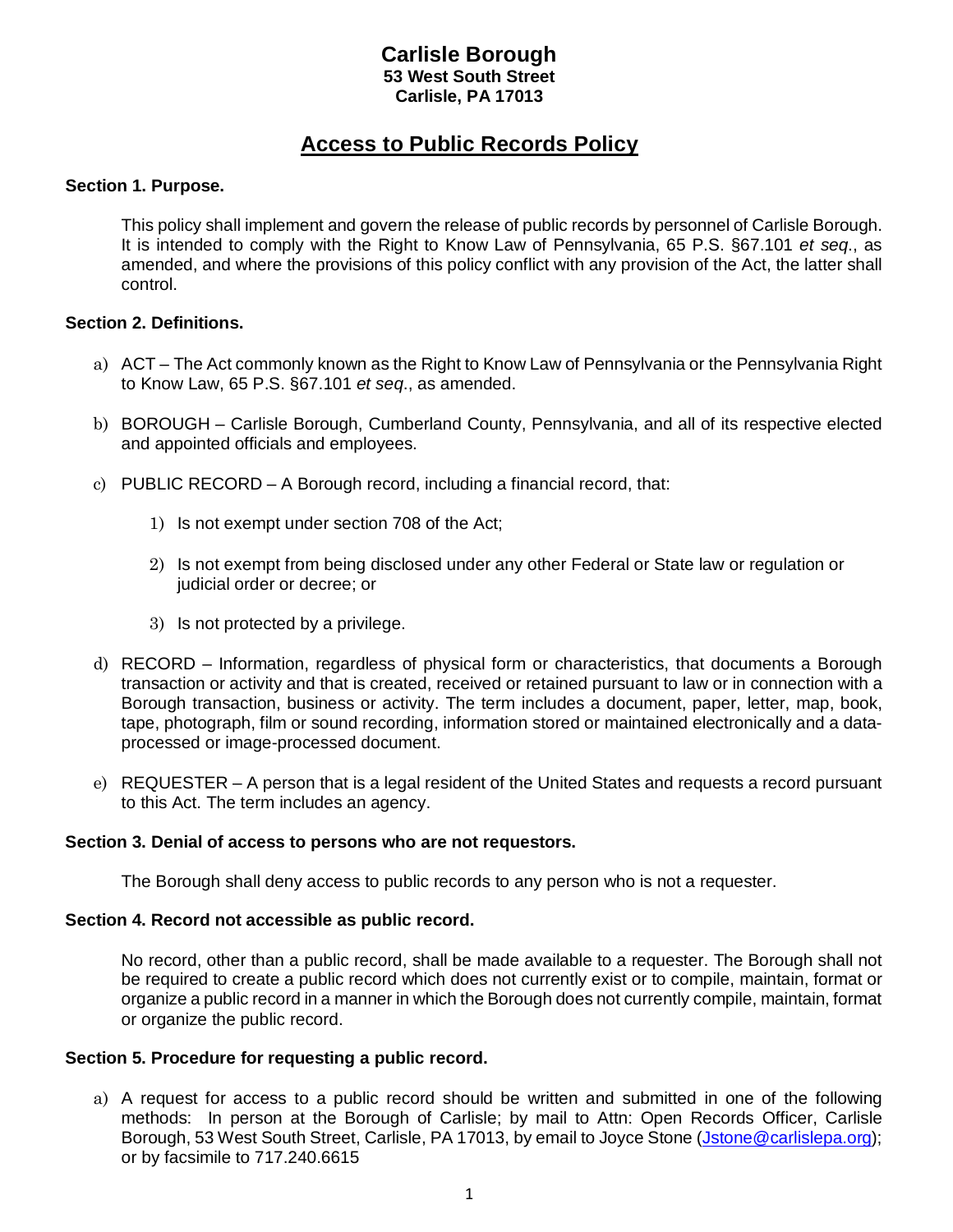# Carlisle Borough

**53 West South Street**
**Carlisle, PA 17013**

## Access to Public Records Policy

**Section 1. Purpose.**

This policy shall implement and govern the release of public records by personnel of Carlisle Borough. It is intended to comply with the Right to Know Law of Pennsylvania, 65 P.S. §67.101 *et seq.*, as amended, and where the provisions of this policy conflict with any provision of the Act, the latter shall control.

**Section 2. Definitions.**

a) ACT – The Act commonly known as the Right to Know Law of Pennsylvania or the Pennsylvania Right to Know Law, 65 P.S. §67.101 *et seq.*, as amended.

b) BOROUGH – Carlisle Borough, Cumberland County, Pennsylvania, and all of its respective elected and appointed officials and employees.

c) PUBLIC RECORD – A Borough record, including a financial record, that:

   1) Is not exempt under section 708 of the Act;

   2) Is not exempt from being disclosed under any other Federal or State law or regulation or judicial order or decree; or

   3) Is not protected by a privilege.

d) RECORD – Information, regardless of physical form or characteristics, that documents a Borough transaction or activity and that is created, received or retained pursuant to law or in connection with a Borough transaction, business or activity. The term includes a document, paper, letter, map, book, tape, photograph, film or sound recording, information stored or maintained electronically and a data-processed or image-processed document.

e) REQUESTER – A person that is a legal resident of the United States and requests a record pursuant to this Act. The term includes an agency.

**Section 3. Denial of access to persons who are not requestors.**

The Borough shall deny access to public records to any person who is not a requester.

**Section 4. Record not accessible as public record.**

No record, other than a public record, shall be made available to a requester. The Borough shall not be required to create a public record which does not currently exist or to compile, maintain, format or organize a public record in a manner in which the Borough does not currently compile, maintain, format or organize the public record.

**Section 5. Procedure for requesting a public record.**

a) A request for access to a public record should be written and submitted in one of the following methods: In person at the Borough of Carlisle; by mail to Attn: Open Records Officer, Carlisle Borough, 53 West South Street, Carlisle, PA 17013, by email to Joyce Stone (Jstone@carlislepa.org); or by facsimile to 717.240.6615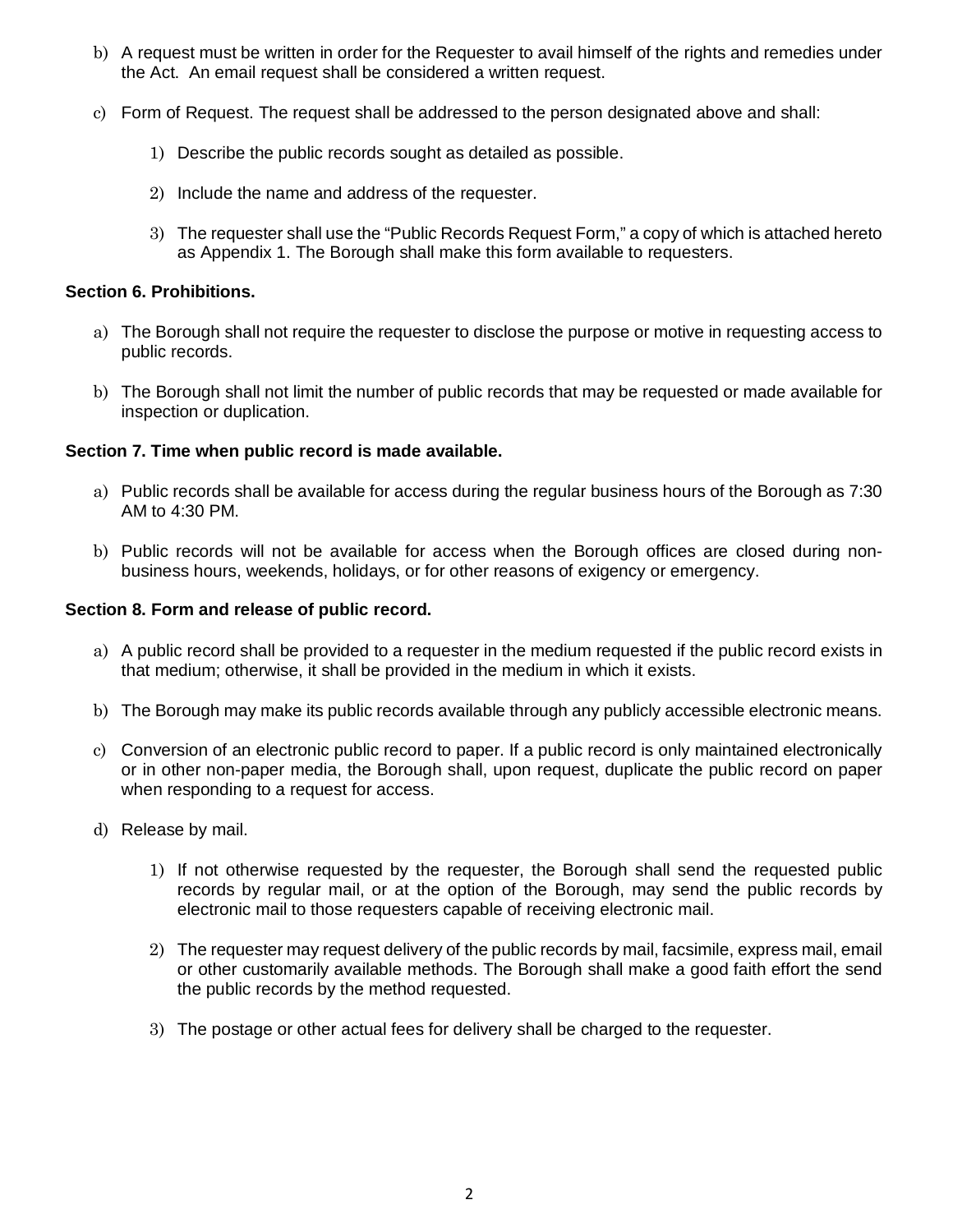b) A request must be written in order for the Requester to avail himself of the rights and remedies under the Act. An email request shall be considered a written request.

c) Form of Request. The request shall be addressed to the person designated above and shall:

   1) Describe the public records sought as detailed as possible.

   2) Include the name and address of the requester.

   3) The requester shall use the "Public Records Request Form," a copy of which is attached hereto as Appendix 1. The Borough shall make this form available to requesters.

**Section 6. Prohibitions.**

a) The Borough shall not require the requester to disclose the purpose or motive in requesting access to public records.

b) The Borough shall not limit the number of public records that may be requested or made available for inspection or duplication.

**Section 7. Time when public record is made available.**

a) Public records shall be available for access during the regular business hours of the Borough as 7:30 AM to 4:30 PM.

b) Public records will not be available for access when the Borough offices are closed during non-business hours, weekends, holidays, or for other reasons of exigency or emergency.

**Section 8. Form and release of public record.**

a) A public record shall be provided to a requester in the medium requested if the public record exists in that medium; otherwise, it shall be provided in the medium in which it exists.

b) The Borough may make its public records available through any publicly accessible electronic means.

c) Conversion of an electronic public record to paper. If a public record is only maintained electronically or in other non-paper media, the Borough shall, upon request, duplicate the public record on paper when responding to a request for access.

d) Release by mail.

   1) If not otherwise requested by the requester, the Borough shall send the requested public records by regular mail, or at the option of the Borough, may send the public records by electronic mail to those requesters capable of receiving electronic mail.

   2) The requester may request delivery of the public records by mail, facsimile, express mail, email or other customarily available methods. The Borough shall make a good faith effort the send the public records by the method requested.

   3) The postage or other actual fees for delivery shall be charged to the requester.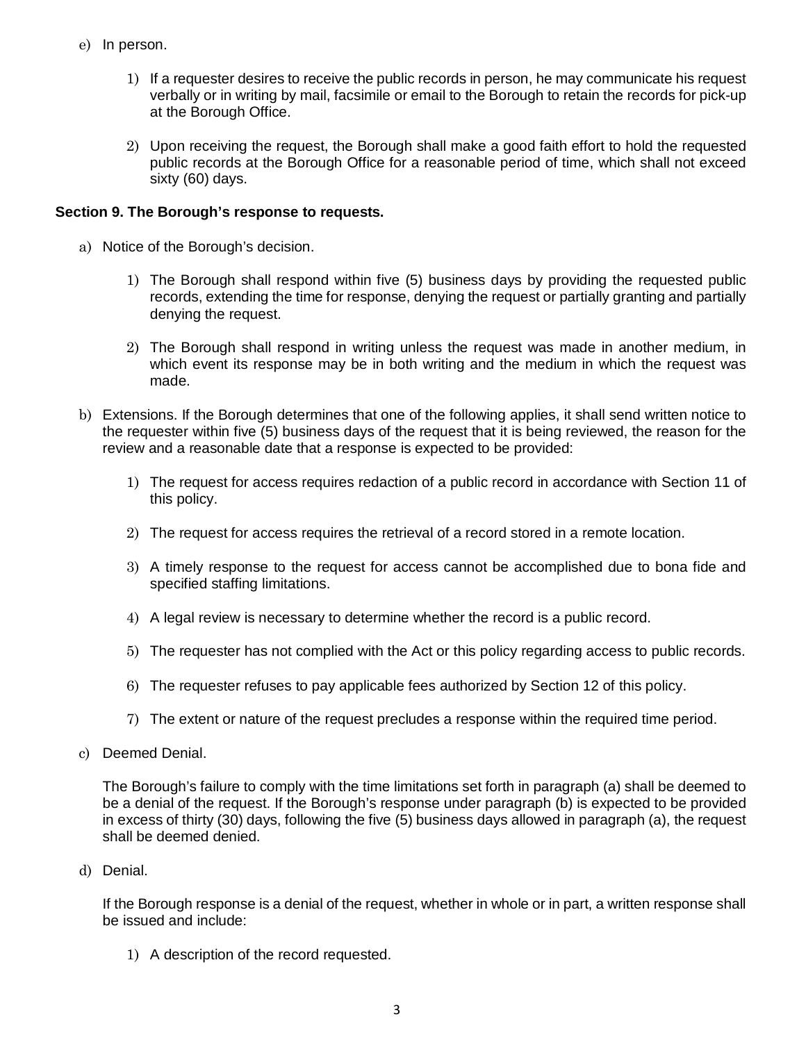e) In person.

   1) If a requester desires to receive the public records in person, he may communicate his request verbally or in writing by mail, facsimile or email to the Borough to retain the records for pick-up at the Borough Office.

   2) Upon receiving the request, the Borough shall make a good faith effort to hold the requested public records at the Borough Office for a reasonable period of time, which shall not exceed sixty (60) days.

**Section 9. The Borough's response to requests.**

a) Notice of the Borough's decision.

   1) The Borough shall respond within five (5) business days by providing the requested public records, extending the time for response, denying the request or partially granting and partially denying the request.

   2) The Borough shall respond in writing unless the request was made in another medium, in which event its response may be in both writing and the medium in which the request was made.

b) Extensions. If the Borough determines that one of the following applies, it shall send written notice to the requester within five (5) business days of the request that it is being reviewed, the reason for the review and a reasonable date that a response is expected to be provided:

   1) The request for access requires redaction of a public record in accordance with Section 11 of this policy.

   2) The request for access requires the retrieval of a record stored in a remote location.

   3) A timely response to the request for access cannot be accomplished due to bona fide and specified staffing limitations.

   4) A legal review is necessary to determine whether the record is a public record.

   5) The requester has not complied with the Act or this policy regarding access to public records.

   6) The requester refuses to pay applicable fees authorized by Section 12 of this policy.

   7) The extent or nature of the request precludes a response within the required time period.

c) Deemed Denial.

   The Borough's failure to comply with the time limitations set forth in paragraph (a) shall be deemed to be a denial of the request. If the Borough's response under paragraph (b) is expected to be provided in excess of thirty (30) days, following the five (5) business days allowed in paragraph (a), the request shall be deemed denied.

d) Denial.

   If the Borough response is a denial of the request, whether in whole or in part, a written response shall be issued and include:

   1) A description of the record requested.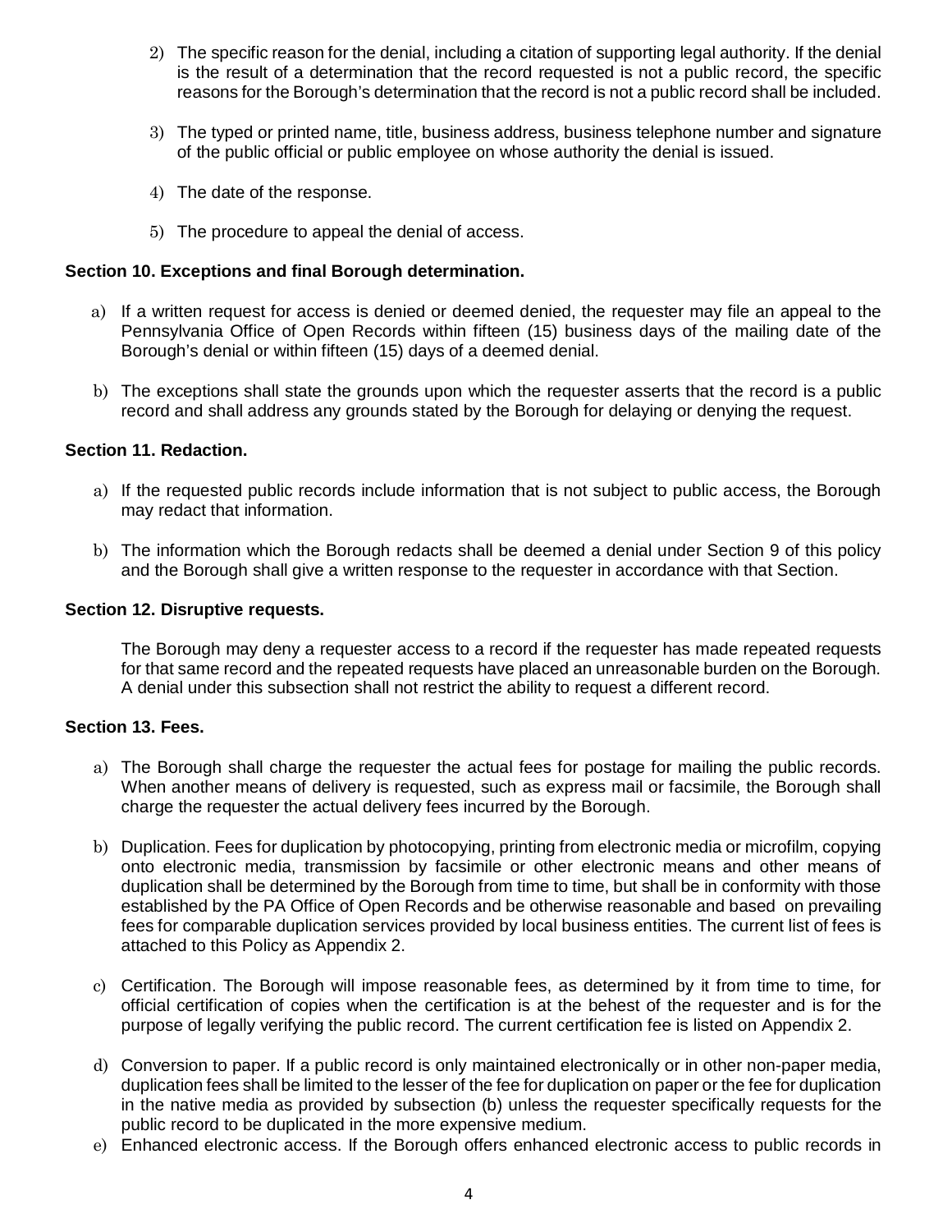2) The specific reason for the denial, including a citation of supporting legal authority. If the denial is the result of a determination that the record requested is not a public record, the specific reasons for the Borough's determination that the record is not a public record shall be included.

3) The typed or printed name, title, business address, business telephone number and signature of the public official or public employee on whose authority the denial is issued.

4) The date of the response.

5) The procedure to appeal the denial of access.

**Section 10. Exceptions and final Borough determination.**

a) If a written request for access is denied or deemed denied, the requester may file an appeal to the Pennsylvania Office of Open Records within fifteen (15) business days of the mailing date of the Borough's denial or within fifteen (15) days of a deemed denial.

b) The exceptions shall state the grounds upon which the requester asserts that the record is a public record and shall address any grounds stated by the Borough for delaying or denying the request.

**Section 11. Redaction.**

a) If the requested public records include information that is not subject to public access, the Borough may redact that information.

b) The information which the Borough redacts shall be deemed a denial under Section 9 of this policy and the Borough shall give a written response to the requester in accordance with that Section.

**Section 12. Disruptive requests.**

The Borough may deny a requester access to a record if the requester has made repeated requests for that same record and the repeated requests have placed an unreasonable burden on the Borough. A denial under this subsection shall not restrict the ability to request a different record.

**Section 13. Fees.**

a) The Borough shall charge the requester the actual fees for postage for mailing the public records. When another means of delivery is requested, such as express mail or facsimile, the Borough shall charge the requester the actual delivery fees incurred by the Borough.

b) Duplication. Fees for duplication by photocopying, printing from electronic media or microfilm, copying onto electronic media, transmission by facsimile or other electronic means and other means of duplication shall be determined by the Borough from time to time, but shall be in conformity with those established by the PA Office of Open Records and be otherwise reasonable and based on prevailing fees for comparable duplication services provided by local business entities. The current list of fees is attached to this Policy as Appendix 2.

c) Certification. The Borough will impose reasonable fees, as determined by it from time to time, for official certification of copies when the certification is at the behest of the requester and is for the purpose of legally verifying the public record. The current certification fee is listed on Appendix 2.

d) Conversion to paper. If a public record is only maintained electronically or in other non-paper media, duplication fees shall be limited to the lesser of the fee for duplication on paper or the fee for duplication in the native media as provided by subsection (b) unless the requester specifically requests for the public record to be duplicated in the more expensive medium.

e) Enhanced electronic access. If the Borough offers enhanced electronic access to public records in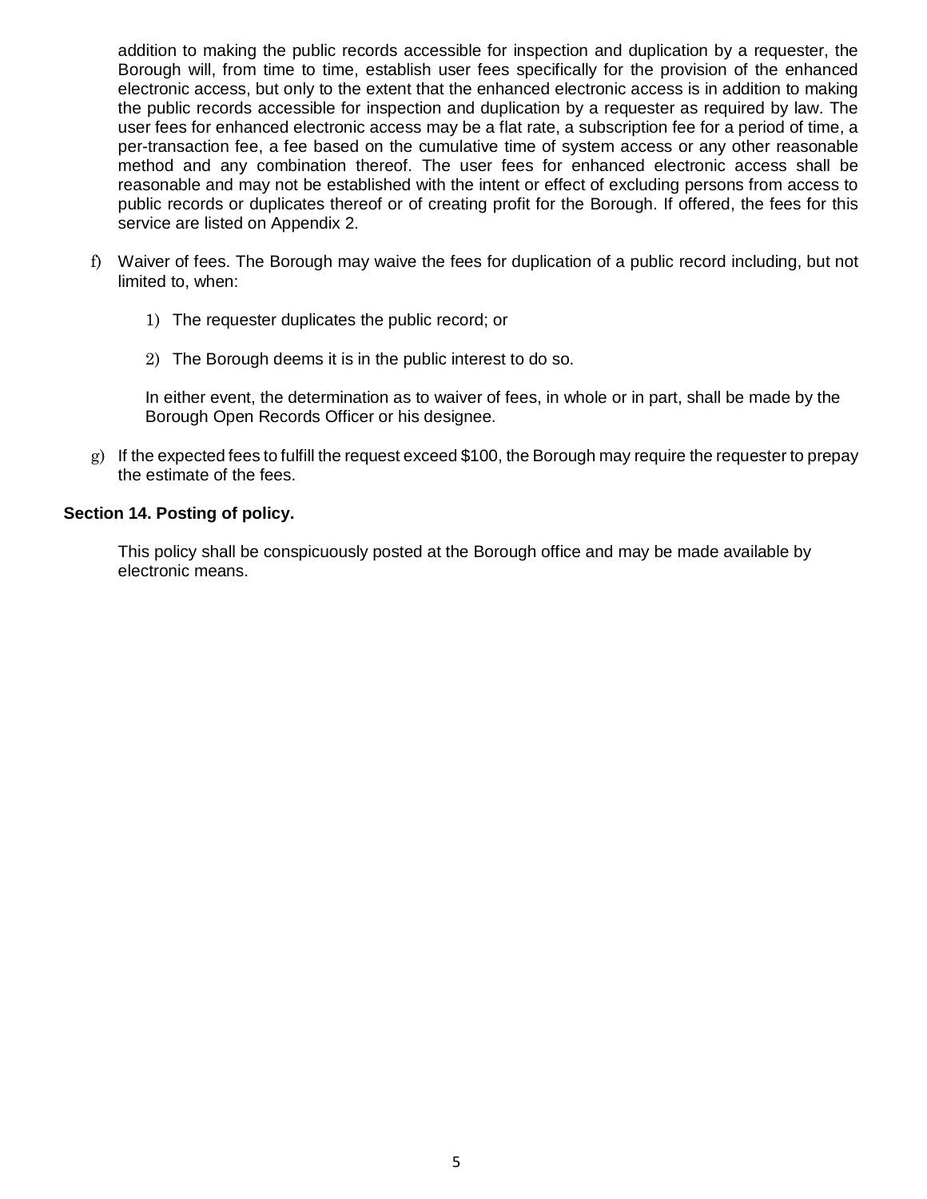addition to making the public records accessible for inspection and duplication by a requester, the Borough will, from time to time, establish user fees specifically for the provision of the enhanced electronic access, but only to the extent that the enhanced electronic access is in addition to making the public records accessible for inspection and duplication by a requester as required by law. The user fees for enhanced electronic access may be a flat rate, a subscription fee for a period of time, a per-transaction fee, a fee based on the cumulative time of system access or any other reasonable method and any combination thereof. The user fees for enhanced electronic access shall be reasonable and may not be established with the intent or effect of excluding persons from access to public records or duplicates thereof or of creating profit for the Borough. If offered, the fees for this service are listed on Appendix 2.

f) Waiver of fees. The Borough may waive the fees for duplication of a public record including, but not limited to, when:

   1) The requester duplicates the public record; or

   2) The Borough deems it is in the public interest to do so.

   In either event, the determination as to waiver of fees, in whole or in part, shall be made by the Borough Open Records Officer or his designee.

g) If the expected fees to fulfill the request exceed $100, the Borough may require the requester to prepay the estimate of the fees.

**Section 14. Posting of policy.**

This policy shall be conspicuously posted at the Borough office and may be made available by electronic means.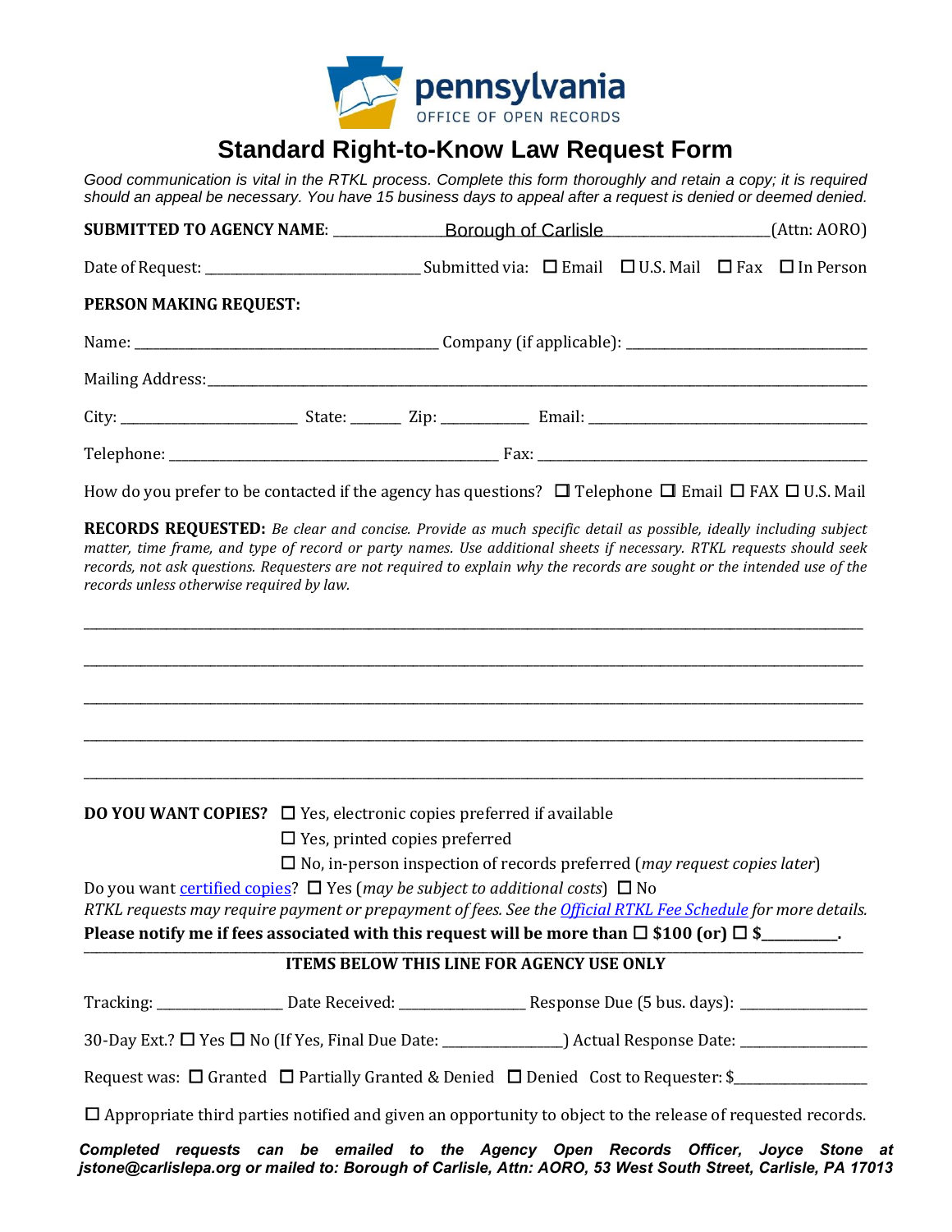pennsylvania
OFFICE OF OPEN RECORDS

# Standard Right-to-Know Law Request Form

*Good communication is vital in the RTKL process. Complete this form thoroughly and retain a copy; it is required should an appeal be necessary. You have 15 business days to appeal after a request is denied or deemed denied.*

**SUBMITTED TO AGENCY NAME**: Borough of Carlisle (Attn: AORO)

Date of Request: ____________________ Submitted via: ☐ Email ☐ U.S. Mail ☐ Fax ☐ In Person

**PERSON MAKING REQUEST:**

Name: ____________________ Company (if applicable): ____________________

Mailing Address: ____________________

City: ____________ State: ______ Zip: __________ Email: ____________________

Telephone: ____________________ Fax: ____________________

How do you prefer to be contacted if the agency has questions? ☐ Telephone ☐ Email ☐ FAX ☐ U.S. Mail

**RECORDS REQUESTED:** *Be clear and concise. Provide as much specific detail as possible, ideally including subject matter, time frame, and type of record or party names. Use additional sheets if necessary. RTKL requests should seek records, not ask questions. Requesters are not required to explain why the records are sought or the intended use of the records unless otherwise required by law.*

______________________________________________________________________

______________________________________________________________________

______________________________________________________________________

______________________________________________________________________

______________________________________________________________________

**DO YOU WANT COPIES?** ☐ Yes, electronic copies preferred if available
☐ Yes, printed copies preferred
☐ No, in-person inspection of records preferred (*may request copies later*)

Do you want certified copies? ☐ Yes (*may be subject to additional costs*) ☐ No

*RTKL requests may require payment or prepayment of fees. See the Official RTKL Fee Schedule for more details.*

**Please notify me if fees associated with this request will be more than ☐ $100 (or) ☐ $_________.**

**ITEMS BELOW THIS LINE FOR AGENCY USE ONLY**

Tracking: ______________ Date Received: ______________ Response Due (5 bus. days): ______________

30-Day Ext.? ☐ Yes ☐ No (If Yes, Final Due Date: ______________) Actual Response Date: ______________

Request was: ☐ Granted ☐ Partially Granted & Denied ☐ Denied Cost to Requester: $______________

☐ Appropriate third parties notified and given an opportunity to object to the release of requested records.

***Completed requests can be emailed to the Agency Open Records Officer, Joyce Stone at jstone@carlislepa.org or mailed to: Borough of Carlisle, Attn: AORO, 53 West South Street, Carlisle, PA 17013***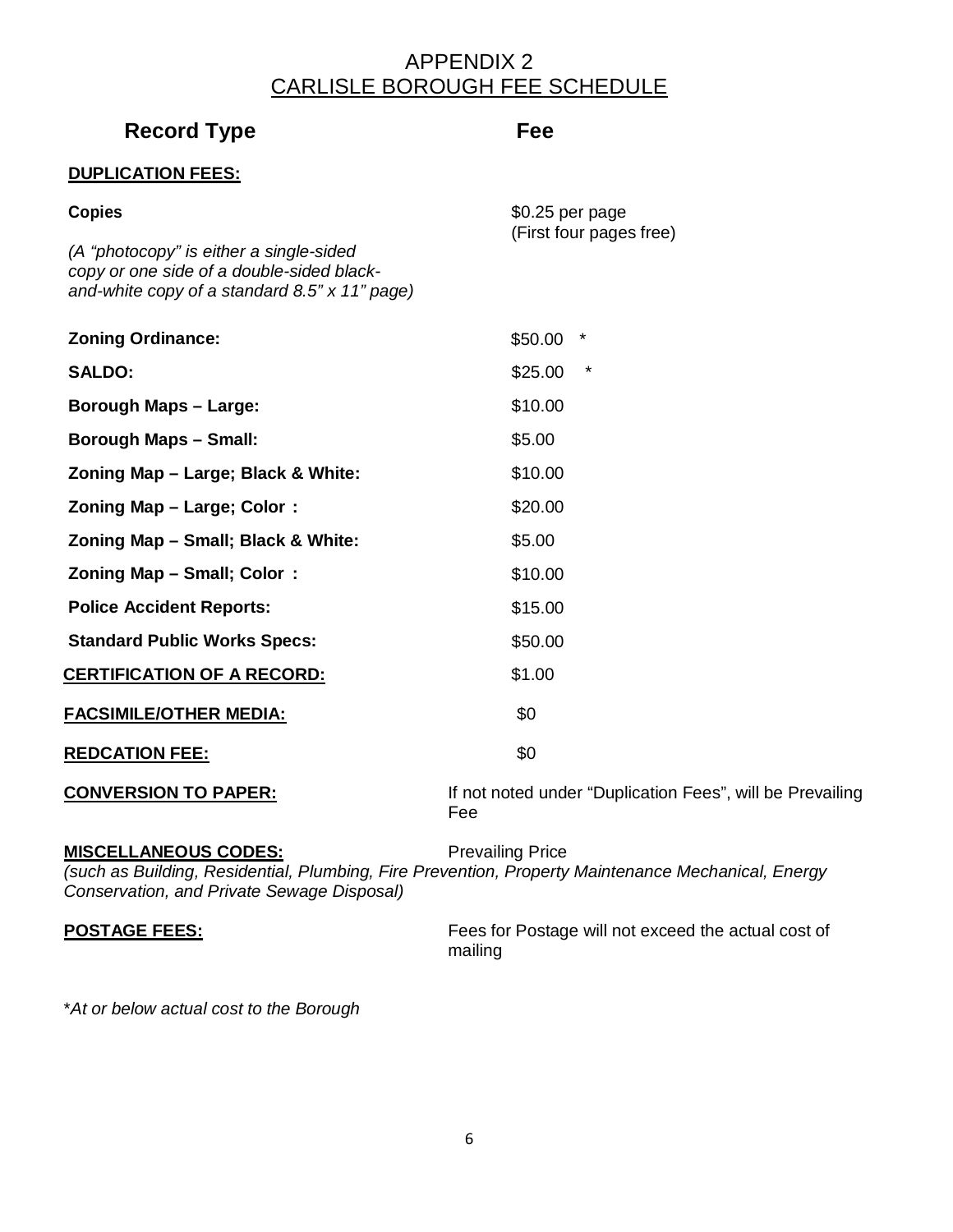# APPENDIX 2
## CARLISLE BOROUGH FEE SCHEDULE

| Record Type | Fee |
|---|---|
| **DUPLICATION FEES:** | |
| **Copies** *(A "photocopy" is either a single-sided copy or one side of a double-sided black-and-white copy of a standard 8.5" x 11" page)* | $0.25 per page (First four pages free) |
| **Zoning Ordinance:** | $50.00 * |
| **SALDO:** | $25.00 * |
| **Borough Maps – Large:** | $10.00 |
| **Borough Maps – Small:** | $5.00 |
| **Zoning Map – Large; Black & White:** | $10.00 |
| **Zoning Map – Large; Color :** | $20.00 |
| **Zoning Map – Small; Black & White:** | $5.00 |
| **Zoning Map – Small; Color :** | $10.00 |
| **Police Accident Reports:** | $15.00 |
| **Standard Public Works Specs:** | $50.00 |
| **CERTIFICATION OF A RECORD:** | $1.00 |
| **FACSIMILE/OTHER MEDIA:** | $0 |
| **REDCATION FEE:** | $0 |
| **CONVERSION TO PAPER:** | If not noted under "Duplication Fees", will be Prevailing Fee |
| **MISCELLANEOUS CODES:** *(such as Building, Residential, Plumbing, Fire Prevention, Property Maintenance Mechanical, Energy Conservation, and Private Sewage Disposal)* | Prevailing Price |
| **POSTAGE FEES:** | Fees for Postage will not exceed the actual cost of mailing |

*At or below actual cost to the Borough